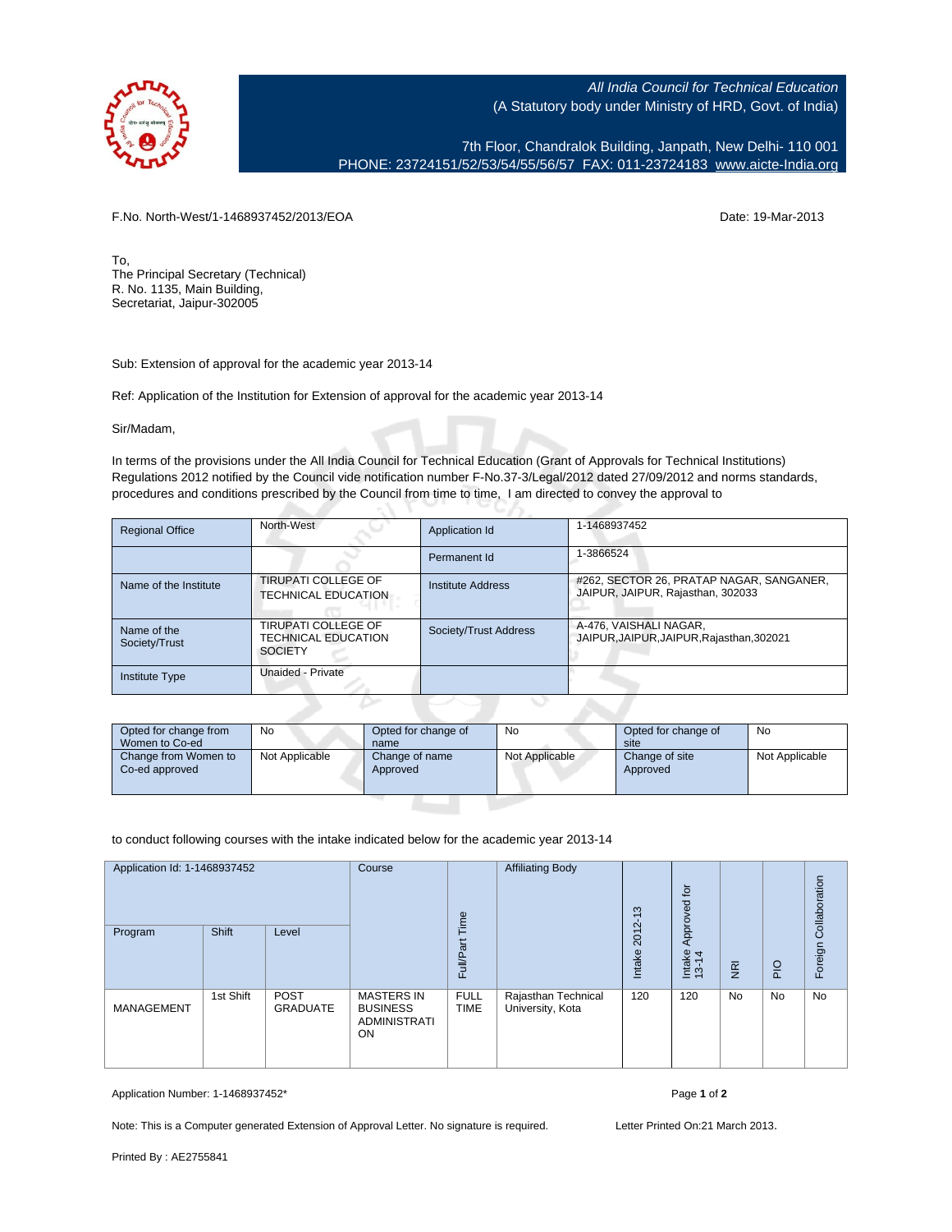All India Council for Technical Education
(A Statutory body under Ministry of HRD, Govt. of India)

7th Floor, Chandralok Building, Janpath, New Delhi- 110 001
PHONE: 23724151/52/53/54/55/56/57 FAX: 011-23724183 www.aicte-India.org

F.No. North-West/1-1468937452/2013/EOA

Date: 19-Mar-2013

To,
The Principal Secretary (Technical)
R. No. 1135, Main Building,
Secretariat, Jaipur-302005

Sub: Extension of approval for the academic year 2013-14

Ref: Application of the Institution for Extension of approval for the academic year 2013-14

Sir/Madam,

In terms of the provisions under the All India Council for Technical Education (Grant of Approvals for Technical Institutions) Regulations 2012 notified by the Council vide notification number F-No.37-3/Legal/2012 dated 27/09/2012 and norms standards, procedures and conditions prescribed by the Council from time to time, I am directed to convey the approval to

| Regional Office | North-West | Application Id | 1-1468937452 |
|---|---|---|---|
| | | Permanent Id | 1-3866524 |
| Name of the Institute | TIRUPATI COLLEGE OF TECHNICAL EDUCATION | Institute Address | #262, SECTOR 26, PRATAP NAGAR, SANGANER, JAIPUR, JAIPUR, Rajasthan, 302033 |
| Name of the Society/Trust | TIRUPATI COLLEGE OF TECHNICAL EDUCATION SOCIETY | Society/Trust Address | A-476, VAISHALI NAGAR, JAIPUR,JAIPUR,JAIPUR,Rajasthan,302021 |
| Institute Type | Unaided - Private | | |

| Opted for change from Women to Co-ed | No | Opted for change of name | No | Opted for change of site | No |
|---|---|---|---|---|---|
| Change from Women to Co-ed approved | Not Applicable | Change of name Approved | Not Applicable | Change of site Approved | Not Applicable |

to conduct following courses with the intake indicated below for the academic year 2013-14

| Application Id: 1-1468937452 | | | Course | Full/Part Time | Affiliating Body | Intake 2012-13 | Intake Approved for 13-14 | NRI | PIO | Foreign Collaboration |
|---|---|---|---|---|---|---|---|---|---|---|
| Program | Shift | Level | | | | | | | | |
| MANAGEMENT | 1st Shift | POST GRADUATE | MASTERS IN BUSINESS ADMINISTRATION | FULL TIME | Rajasthan Technical University, Kota | 120 | 120 | No | No | No |

Application Number: 1-1468937452*

Note: This is a Computer generated Extension of Approval Letter. No signature is required.

Letter Printed On:21 March 2013.

Printed By : AE2755841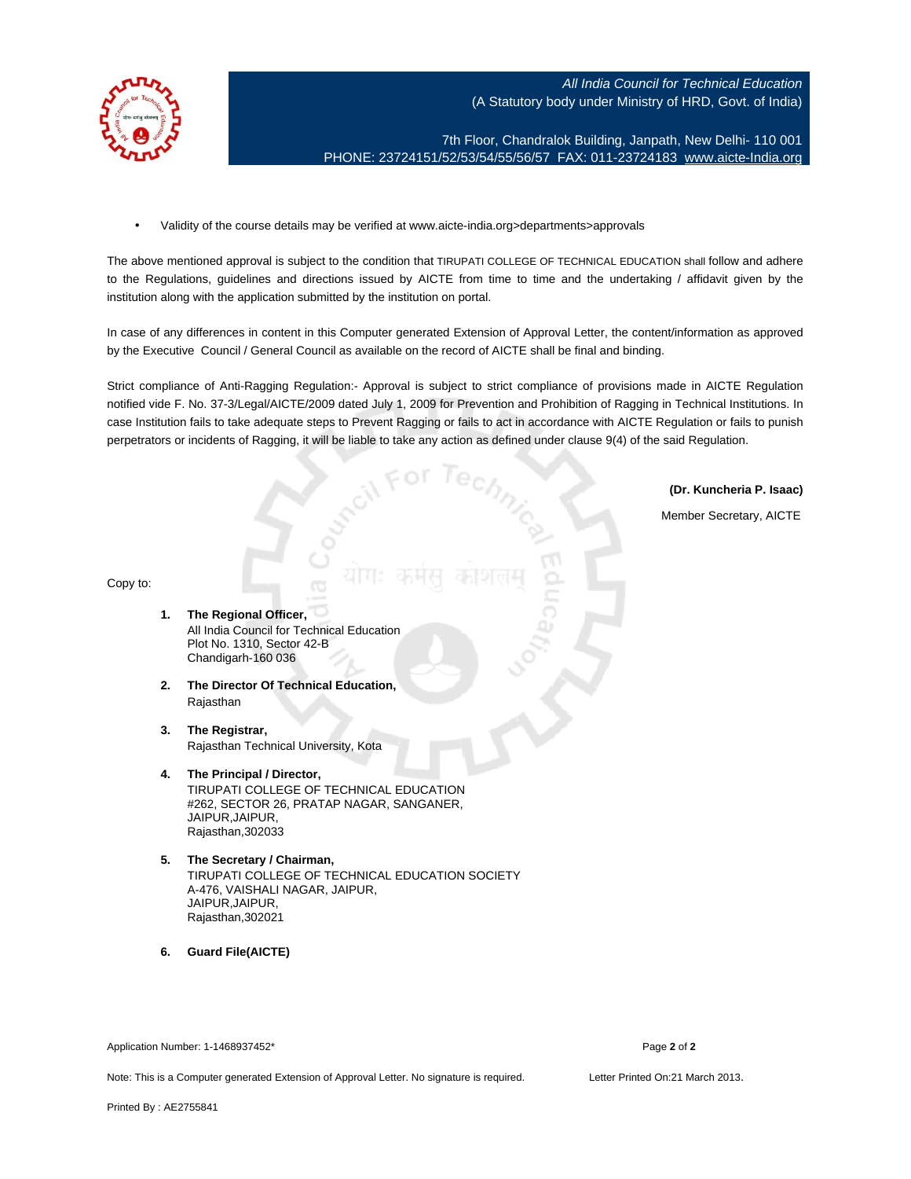All India Council for Technical Education
(A Statutory body under Ministry of HRD, Govt. of India)

7th Floor, Chandralok Building, Janpath, New Delhi- 110 001
PHONE: 23724151/52/53/54/55/56/57 FAX: 011-23724183 www.aicte-India.org

- Validity of the course details may be verified at www.aicte-india.org>departments>approvals

The above mentioned approval is subject to the condition that TIRUPATI COLLEGE OF TECHNICAL EDUCATION shall follow and adhere to the Regulations, guidelines and directions issued by AICTE from time to time and the undertaking / affidavit given by the institution along with the application submitted by the institution on portal.

In case of any differences in content in this Computer generated Extension of Approval Letter, the content/information as approved by the Executive Council / General Council as available on the record of AICTE shall be final and binding.

Strict compliance of Anti-Ragging Regulation:- Approval is subject to strict compliance of provisions made in AICTE Regulation notified vide F. No. 37-3/Legal/AICTE/2009 dated July 1, 2009 for Prevention and Prohibition of Ragging in Technical Institutions. In case Institution fails to take adequate steps to Prevent Ragging or fails to act in accordance with AICTE Regulation or fails to punish perpetrators or incidents of Ragging, it will be liable to take any action as defined under clause 9(4) of the said Regulation.

**(Dr. Kuncheria P. Isaac)**
Member Secretary, AICTE

Copy to:

1. **The Regional Officer,**
   All India Council for Technical Education
   Plot No. 1310, Sector 42-B
   Chandigarh-160 036

2. **The Director Of Technical Education,**
   Rajasthan

3. **The Registrar,**
   Rajasthan Technical University, Kota

4. **The Principal / Director,**
   TIRUPATI COLLEGE OF TECHNICAL EDUCATION
   #262, SECTOR 26, PRATAP NAGAR, SANGANER,
   JAIPUR,JAIPUR,
   Rajasthan,302033

5. **The Secretary / Chairman,**
   TIRUPATI COLLEGE OF TECHNICAL EDUCATION SOCIETY
   A-476, VAISHALI NAGAR, JAIPUR,
   JAIPUR,JAIPUR,
   Rajasthan,302021

6. **Guard File(AICTE)**

Application Number: 1-1468937452*

Note: This is a Computer generated Extension of Approval Letter. No signature is required.

Letter Printed On:21 March 2013.

Printed By : AE2755841